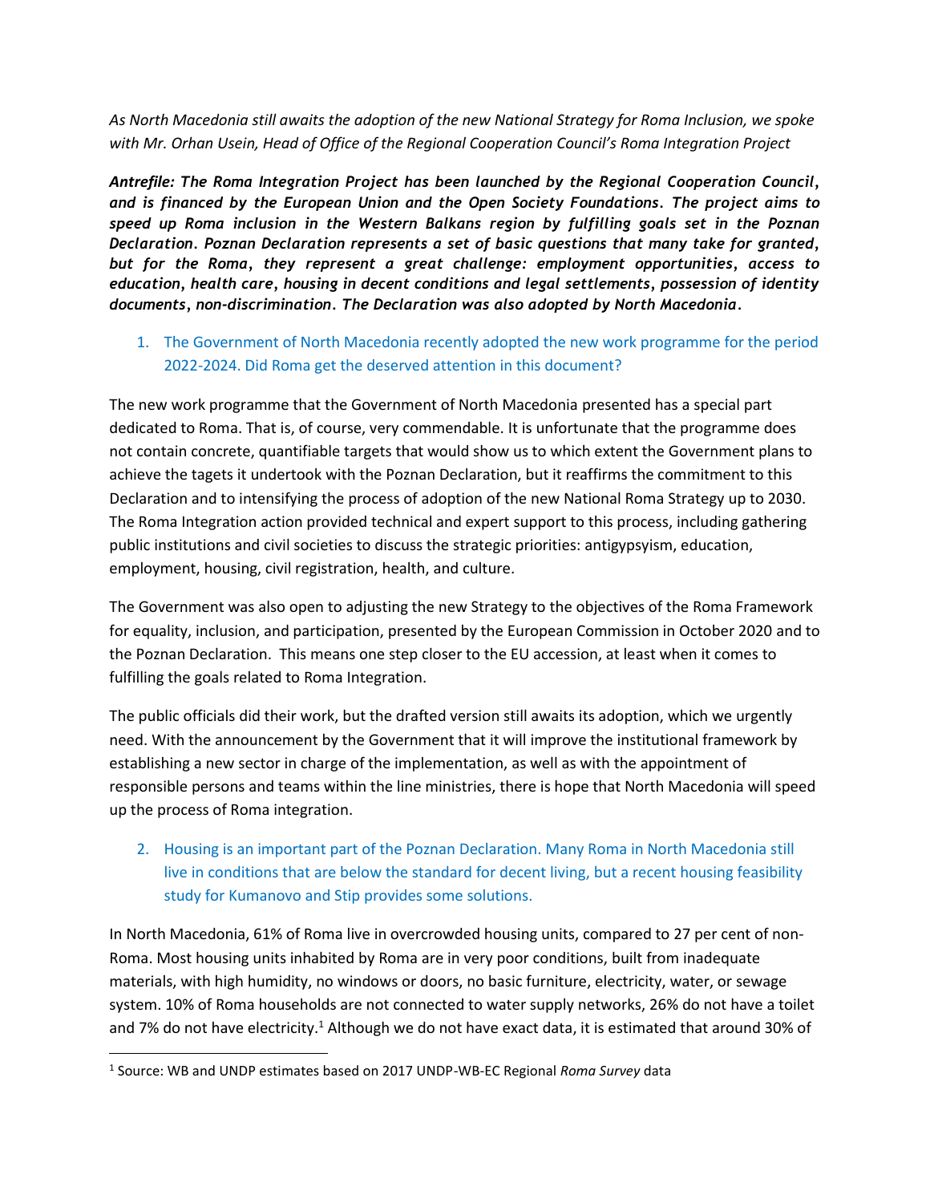*As North Macedonia still awaits the adoption of the new National Strategy for Roma Inclusion, we spoke with Mr. Orhan Usein, Head of Office of the Regional Cooperation Council's Roma Integration Project*

***Antrefile: The Roma Integration Project has been launched by the Regional Cooperation Council, and is financed by the European Union and the Open Society Foundations. The project aims to speed up Roma inclusion in the Western Balkans region by fulfilling goals set in the Poznan Declaration. Poznan Declaration represents a set of basic questions that many take for granted, but for the Roma, they represent a great challenge: employment opportunities, access to education, health care, housing in decent conditions and legal settlements, possession of identity documents, non-discrimination. The Declaration was also adopted by North Macedonia.***

1. The Government of North Macedonia recently adopted the new work programme for the period 2022-2024. Did Roma get the deserved attention in this document?

The new work programme that the Government of North Macedonia presented has a special part dedicated to Roma. That is, of course, very commendable. It is unfortunate that the programme does not contain concrete, quantifiable targets that would show us to which extent the Government plans to achieve the tagets it undertook with the Poznan Declaration, but it reaffirms the commitment to this Declaration and to intensifying the process of adoption of the new National Roma Strategy up to 2030. The Roma Integration action provided technical and expert support to this process, including gathering public institutions and civil societies to discuss the strategic priorities: antigypsyism, education, employment, housing, civil registration, health, and culture.

The Government was also open to adjusting the new Strategy to the objectives of the Roma Framework for equality, inclusion, and participation, presented by the European Commission in October 2020 and to the Poznan Declaration. This means one step closer to the EU accession, at least when it comes to fulfilling the goals related to Roma Integration.

The public officials did their work, but the drafted version still awaits its adoption, which we urgently need. With the announcement by the Government that it will improve the institutional framework by establishing a new sector in charge of the implementation, as well as with the appointment of responsible persons and teams within the line ministries, there is hope that North Macedonia will speed up the process of Roma integration.

2. Housing is an important part of the Poznan Declaration. Many Roma in North Macedonia still live in conditions that are below the standard for decent living, but a recent housing feasibility study for Kumanovo and Stip provides some solutions.

In North Macedonia, 61% of Roma live in overcrowded housing units, compared to 27 per cent of non-Roma. Most housing units inhabited by Roma are in very poor conditions, built from inadequate materials, with high humidity, no windows or doors, no basic furniture, electricity, water, or sewage system. 10% of Roma households are not connected to water supply networks, 26% do not have a toilet and 7% do not have electricity.[1] Although we do not have exact data, it is estimated that around 30% of

[1] Source: WB and UNDP estimates based on 2017 UNDP-WB-EC Regional *Roma Survey* data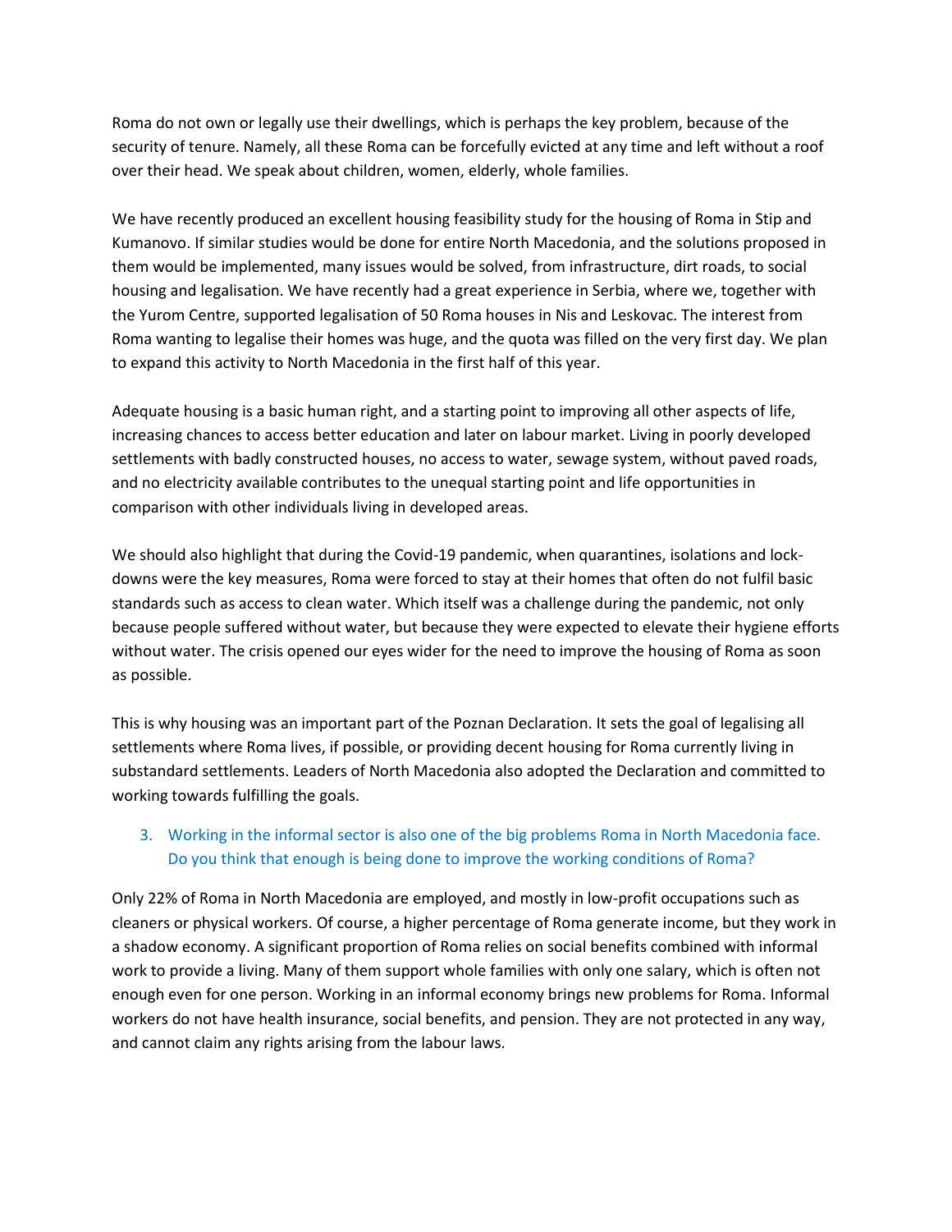Roma do not own or legally use their dwellings, which is perhaps the key problem, because of the security of tenure. Namely, all these Roma can be forcefully evicted at any time and left without a roof over their head. We speak about children, women, elderly, whole families.

We have recently produced an excellent housing feasibility study for the housing of Roma in Stip and Kumanovo. If similar studies would be done for entire North Macedonia, and the solutions proposed in them would be implemented, many issues would be solved, from infrastructure, dirt roads, to social housing and legalisation. We have recently had a great experience in Serbia, where we, together with the Yurom Centre, supported legalisation of 50 Roma houses in Nis and Leskovac. The interest from Roma wanting to legalise their homes was huge, and the quota was filled on the very first day. We plan to expand this activity to North Macedonia in the first half of this year.

Adequate housing is a basic human right, and a starting point to improving all other aspects of life, increasing chances to access better education and later on labour market. Living in poorly developed settlements with badly constructed houses, no access to water, sewage system, without paved roads, and no electricity available contributes to the unequal starting point and life opportunities in comparison with other individuals living in developed areas.

We should also highlight that during the Covid-19 pandemic, when quarantines, isolations and lock-downs were the key measures, Roma were forced to stay at their homes that often do not fulfil basic standards such as access to clean water. Which itself was a challenge during the pandemic, not only because people suffered without water, but because they were expected to elevate their hygiene efforts without water. The crisis opened our eyes wider for the need to improve the housing of Roma as soon as possible.

This is why housing was an important part of the Poznan Declaration. It sets the goal of legalising all settlements where Roma lives, if possible, or providing decent housing for Roma currently living in substandard settlements. Leaders of North Macedonia also adopted the Declaration and committed to working towards fulfilling the goals.

3. Working in the informal sector is also one of the big problems Roma in North Macedonia face. Do you think that enough is being done to improve the working conditions of Roma?

Only 22% of Roma in North Macedonia are employed, and mostly in low-profit occupations such as cleaners or physical workers. Of course, a higher percentage of Roma generate income, but they work in a shadow economy. A significant proportion of Roma relies on social benefits combined with informal work to provide a living. Many of them support whole families with only one salary, which is often not enough even for one person. Working in an informal economy brings new problems for Roma. Informal workers do not have health insurance, social benefits, and pension. They are not protected in any way, and cannot claim any rights arising from the labour laws.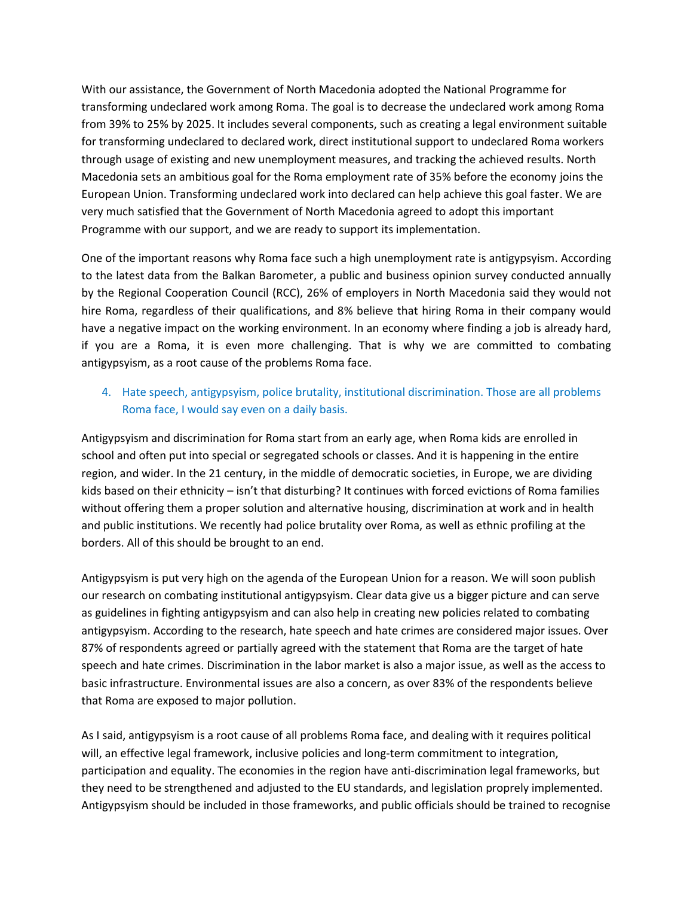With our assistance, the Government of North Macedonia adopted the National Programme for transforming undeclared work among Roma. The goal is to decrease the undeclared work among Roma from 39% to 25% by 2025. It includes several components, such as creating a legal environment suitable for transforming undeclared to declared work, direct institutional support to undeclared Roma workers through usage of existing and new unemployment measures, and tracking the achieved results. North Macedonia sets an ambitious goal for the Roma employment rate of 35% before the economy joins the European Union. Transforming undeclared work into declared can help achieve this goal faster. We are very much satisfied that the Government of North Macedonia agreed to adopt this important Programme with our support, and we are ready to support its implementation.

One of the important reasons why Roma face such a high unemployment rate is antigypsyism. According to the latest data from the Balkan Barometer, a public and business opinion survey conducted annually by the Regional Cooperation Council (RCC), 26% of employers in North Macedonia said they would not hire Roma, regardless of their qualifications, and 8% believe that hiring Roma in their company would have a negative impact on the working environment. In an economy where finding a job is already hard, if you are a Roma, it is even more challenging. That is why we are committed to combating antigypsyism, as a root cause of the problems Roma face.

4. Hate speech, antigypsyism, police brutality, institutional discrimination. Those are all problems Roma face, I would say even on a daily basis.

Antigypsyism and discrimination for Roma start from an early age, when Roma kids are enrolled in school and often put into special or segregated schools or classes. And it is happening in the entire region, and wider. In the 21 century, in the middle of democratic societies, in Europe, we are dividing kids based on their ethnicity – isn't that disturbing? It continues with forced evictions of Roma families without offering them a proper solution and alternative housing, discrimination at work and in health and public institutions. We recently had police brutality over Roma, as well as ethnic profiling at the borders. All of this should be brought to an end.

Antigypsyism is put very high on the agenda of the European Union for a reason. We will soon publish our research on combating institutional antigypsyism. Clear data give us a bigger picture and can serve as guidelines in fighting antigypsyism and can also help in creating new policies related to combating antigypsyism. According to the research, hate speech and hate crimes are considered major issues. Over 87% of respondents agreed or partially agreed with the statement that Roma are the target of hate speech and hate crimes. Discrimination in the labor market is also a major issue, as well as the access to basic infrastructure. Environmental issues are also a concern, as over 83% of the respondents believe that Roma are exposed to major pollution.

As I said, antigypsyism is a root cause of all problems Roma face, and dealing with it requires political will, an effective legal framework, inclusive policies and long-term commitment to integration, participation and equality. The economies in the region have anti-discrimination legal frameworks, but they need to be strengthened and adjusted to the EU standards, and legislation proprely implemented. Antigypsyism should be included in those frameworks, and public officials should be trained to recognise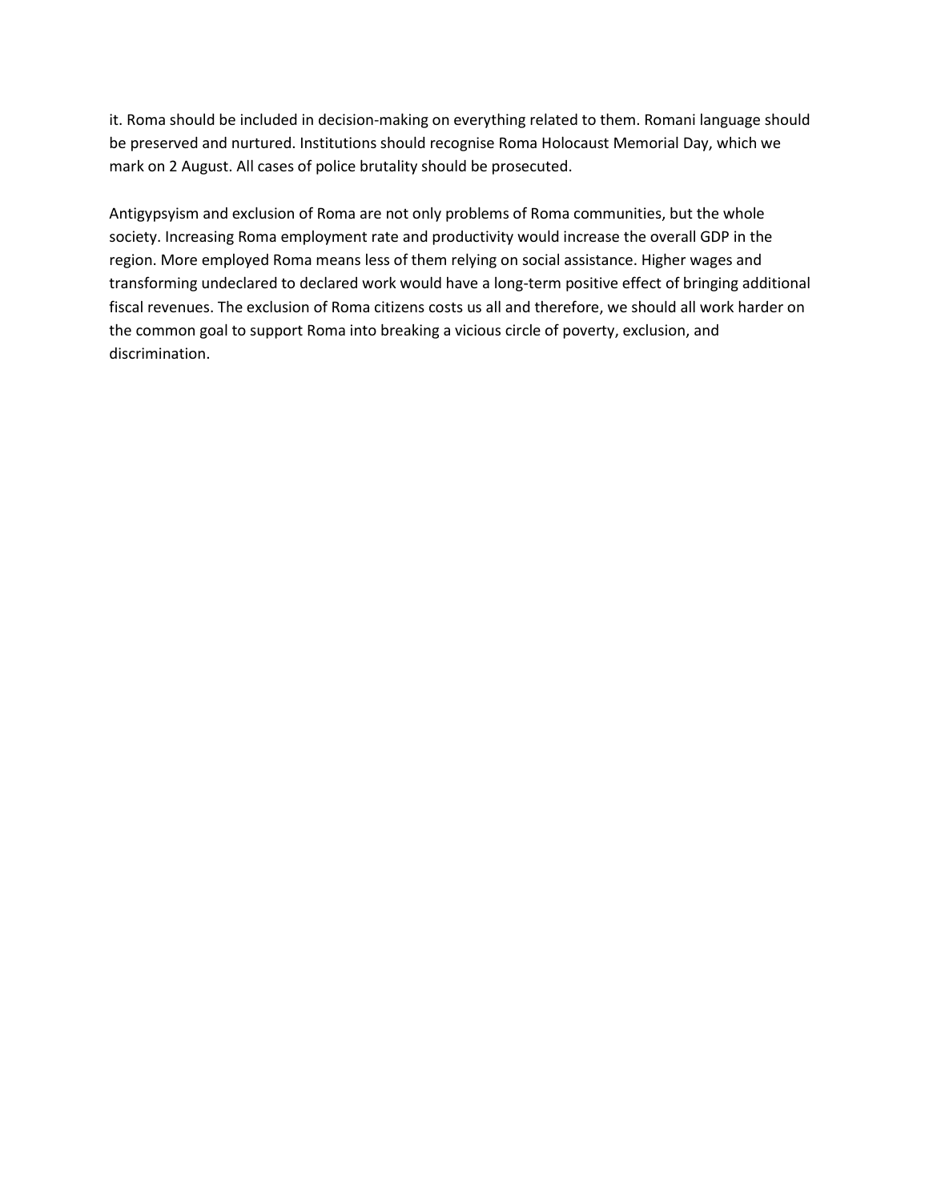it. Roma should be included in decision-making on everything related to them. Romani language should be preserved and nurtured. Institutions should recognise Roma Holocaust Memorial Day, which we mark on 2 August. All cases of police brutality should be prosecuted.

Antigypsyism and exclusion of Roma are not only problems of Roma communities, but the whole society. Increasing Roma employment rate and productivity would increase the overall GDP in the region. More employed Roma means less of them relying on social assistance. Higher wages and transforming undeclared to declared work would have a long-term positive effect of bringing additional fiscal revenues. The exclusion of Roma citizens costs us all and therefore, we should all work harder on the common goal to support Roma into breaking a vicious circle of poverty, exclusion, and discrimination.